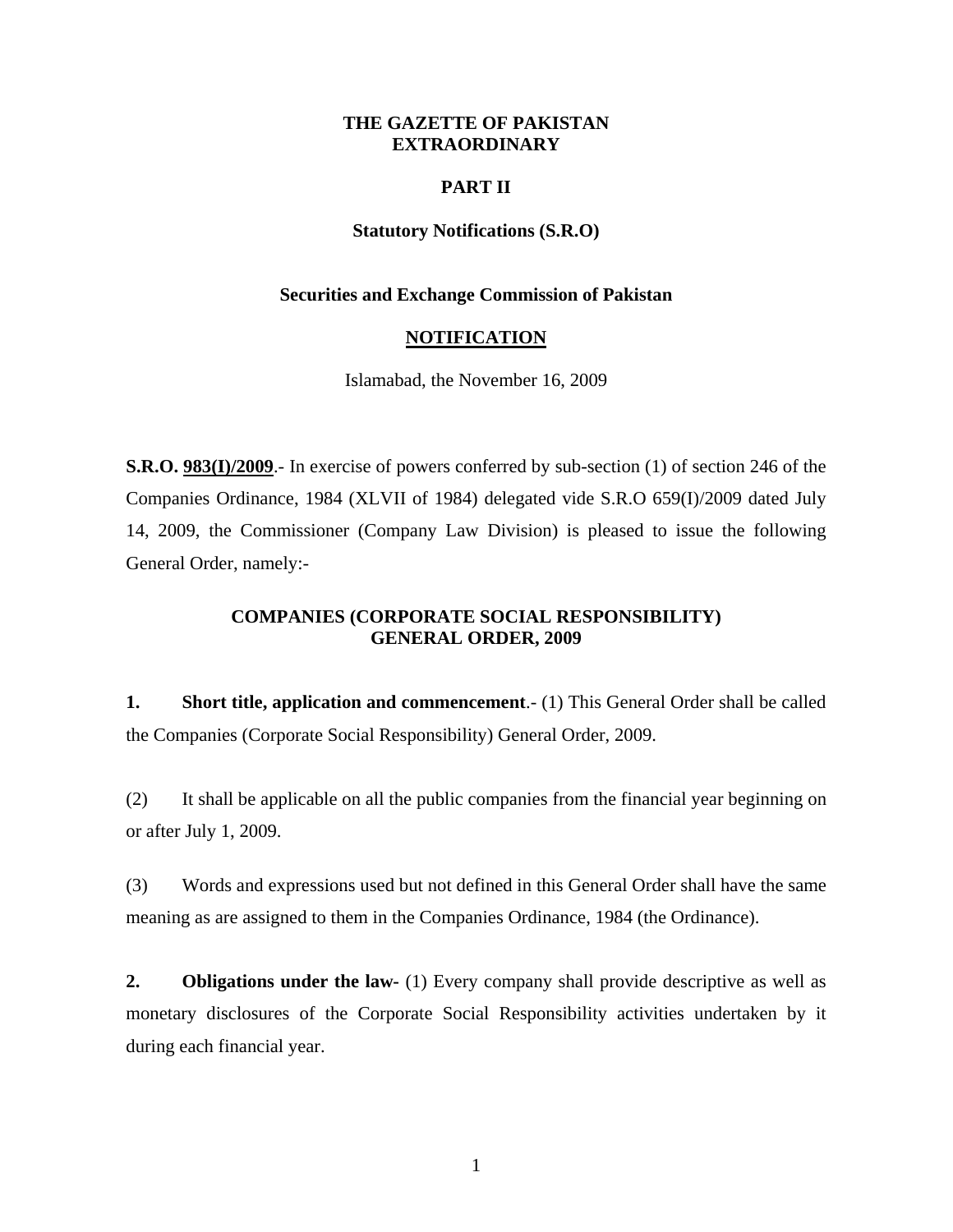**THE GAZETTE OF PAKISTAN**
**EXTRAORDINARY**

**PART II**

**Statutory Notifications (S.R.O)**

**Securities and Exchange Commission of Pakistan**

**NOTIFICATION**

Islamabad, the November 16, 2009

**S.R.O. 983(I)/2009**.- In exercise of powers conferred by sub-section (1) of section 246 of the Companies Ordinance, 1984 (XLVII of 1984) delegated vide S.R.O 659(I)/2009 dated July 14, 2009, the Commissioner (Company Law Division) is pleased to issue the following General Order, namely:-

## COMPANIES (CORPORATE SOCIAL RESPONSIBILITY) GENERAL ORDER, 2009

**1. Short title, application and commencement**.- (1) This General Order shall be called the Companies (Corporate Social Responsibility) General Order, 2009.

(2) It shall be applicable on all the public companies from the financial year beginning on or after July 1, 2009.

(3) Words and expressions used but not defined in this General Order shall have the same meaning as are assigned to them in the Companies Ordinance, 1984 (the Ordinance).

**2. Obligations under the law-** (1) Every company shall provide descriptive as well as monetary disclosures of the Corporate Social Responsibility activities undertaken by it during each financial year.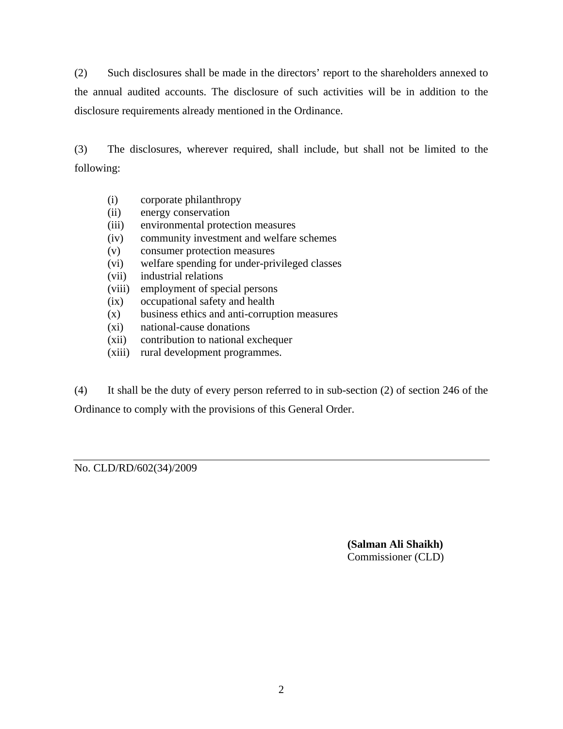(2) Such disclosures shall be made in the directors' report to the shareholders annexed to the annual audited accounts. The disclosure of such activities will be in addition to the disclosure requirements already mentioned in the Ordinance.

(3) The disclosures, wherever required, shall include, but shall not be limited to the following:

- (i) corporate philanthropy
- (ii) energy conservation
- (iii) environmental protection measures
- (iv) community investment and welfare schemes
- (v) consumer protection measures
- (vi) welfare spending for under-privileged classes
- (vii) industrial relations
- (viii) employment of special persons
- (ix) occupational safety and health
- (x) business ethics and anti-corruption measures
- (xi) national-cause donations
- (xii) contribution to national exchequer
- (xiii) rural development programmes.

(4) It shall be the duty of every person referred to in sub-section (2) of section 246 of the Ordinance to comply with the provisions of this General Order.

---

No. CLD/RD/602(34)/2009

**(Salman Ali Shaikh)**
Commissioner (CLD)